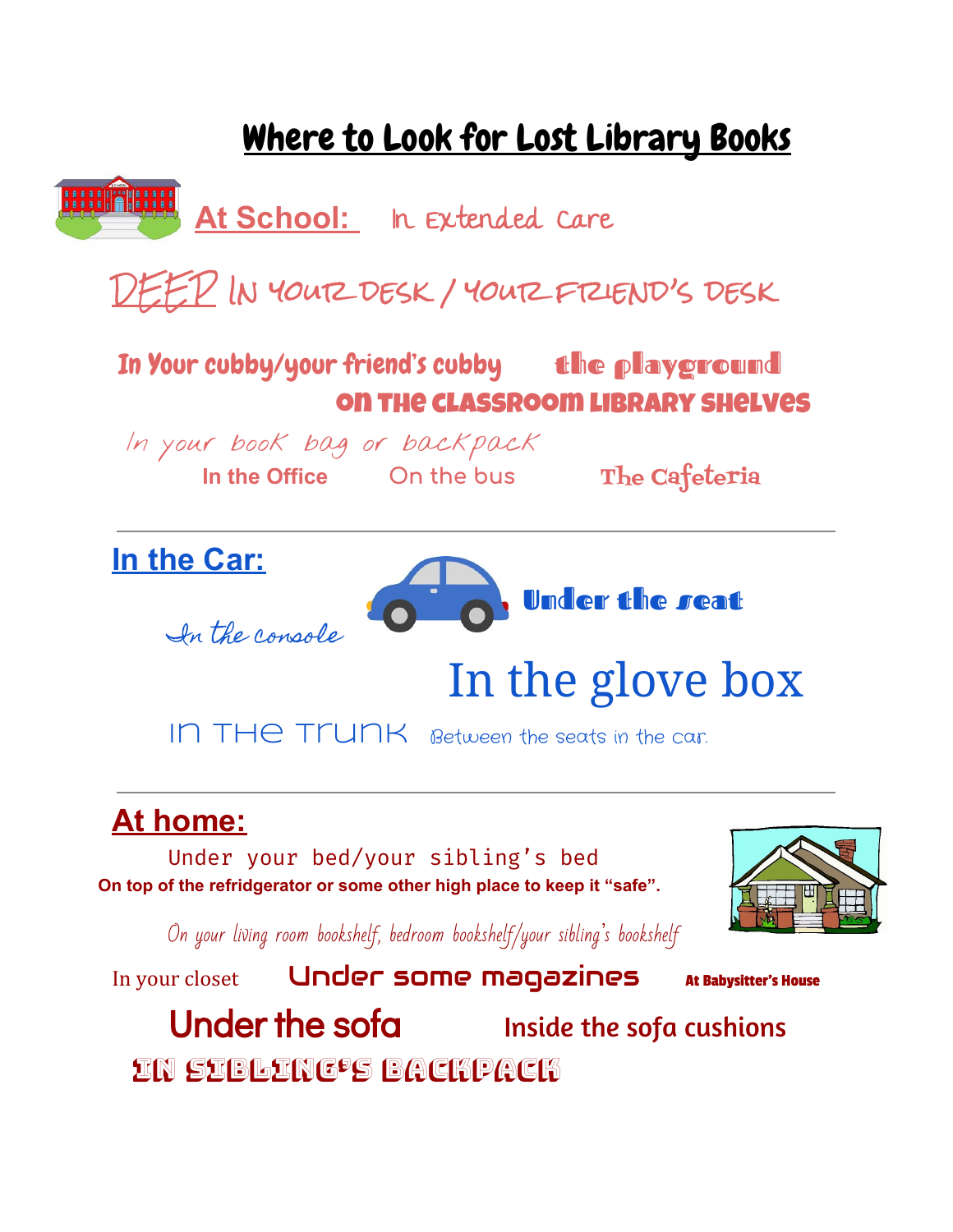# Where to Look for Lost Library Books

## At School:

In Extended Care

DEEP IN YOUR DESK / YOUR FRIEND'S DESK

In Your cubby/your friend's cubby

the playground

on the classroom library shelves

In your book bag or backpack

In the Office

On the bus

The Cafeteria

---

## In the Car:

Under the seat

In the console

In the glove box

IN THE TRUNK

Between the seats in the car.

---

## At home:

Under your bed/your sibling's bed

**On top of the refridgerator or some other high place to keep it "safe".**

*On your living room bookshelf, bedroom bookshelf/your sibling's bookshelf*

In your closet

Under some magazines

**At Babysitter's House**

Under the sofa

Inside the sofa cushions

IN SIBLING'S BACKPACK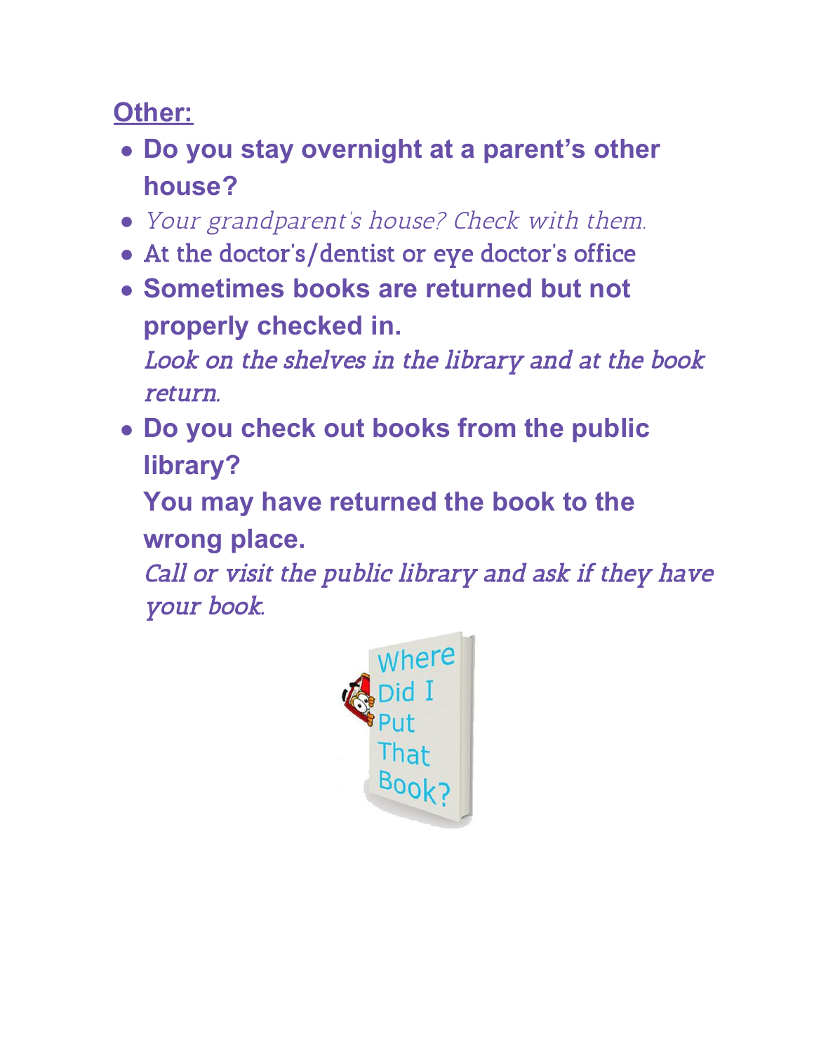**<u>Other:</u>**

- **Do you stay overnight at a parent's other house?**
- *Your grandparent's house? Check with them.*
- At the doctor's/dentist or eye doctor's office
- **Sometimes books are returned but not properly checked in.**
  *Look on the shelves in the library and at the book return.*
- **Do you check out books from the public library?**
  **You may have returned the book to the wrong place.**
  *Call or visit the public library and ask if they have your book.*